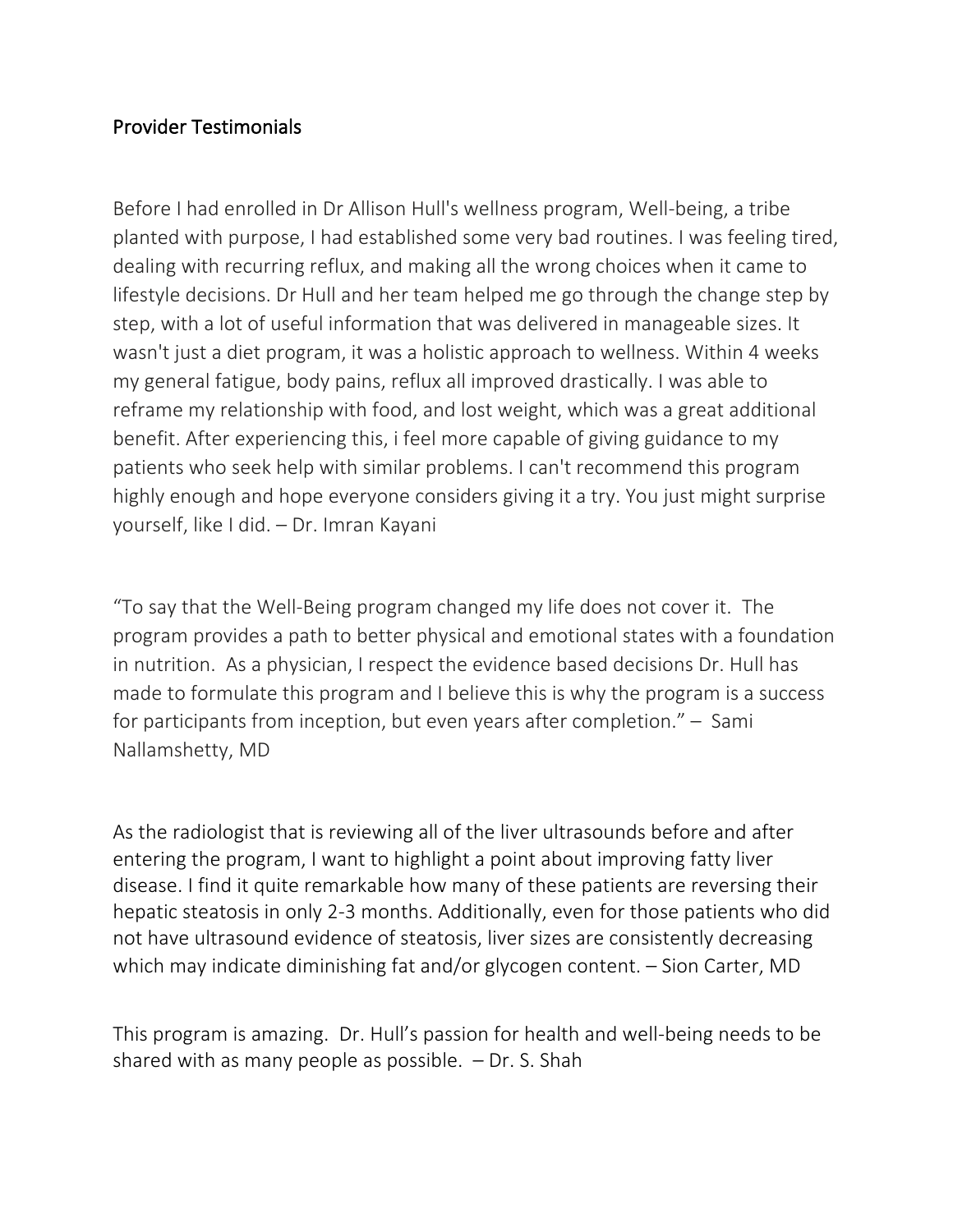## Provider Testimonials

Before I had enrolled in Dr Allison Hull's wellness program, Well-being, a tribe planted with purpose, I had established some very bad routines. I was feeling tired, dealing with recurring reflux, and making all the wrong choices when it came to lifestyle decisions. Dr Hull and her team helped me go through the change step by step, with a lot of useful information that was delivered in manageable sizes. It wasn't just a diet program, it was a holistic approach to wellness. Within 4 weeks my general fatigue, body pains, reflux all improved drastically. I was able to reframe my relationship with food, and lost weight, which was a great additional benefit. After experiencing this, i feel more capable of giving guidance to my patients who seek help with similar problems. I can't recommend this program highly enough and hope everyone considers giving it a try. You just might surprise yourself, like I did. – Dr. Imran Kayani

"To say that the Well-Being program changed my life does not cover it. The program provides a path to better physical and emotional states with a foundation in nutrition. As a physician, I respect the evidence based decisions Dr. Hull has made to formulate this program and I believe this is why the program is a success for participants from inception, but even years after completion." – Sami Nallamshetty, MD

As the radiologist that is reviewing all of the liver ultrasounds before and after entering the program, I want to highlight a point about improving fatty liver disease. I find it quite remarkable how many of these patients are reversing their hepatic steatosis in only 2-3 months. Additionally, even for those patients who did not have ultrasound evidence of steatosis, liver sizes are consistently decreasing which may indicate diminishing fat and/or glycogen content. – Sion Carter, MD

This program is amazing. Dr. Hull's passion for health and well-being needs to be shared with as many people as possible. – Dr. S. Shah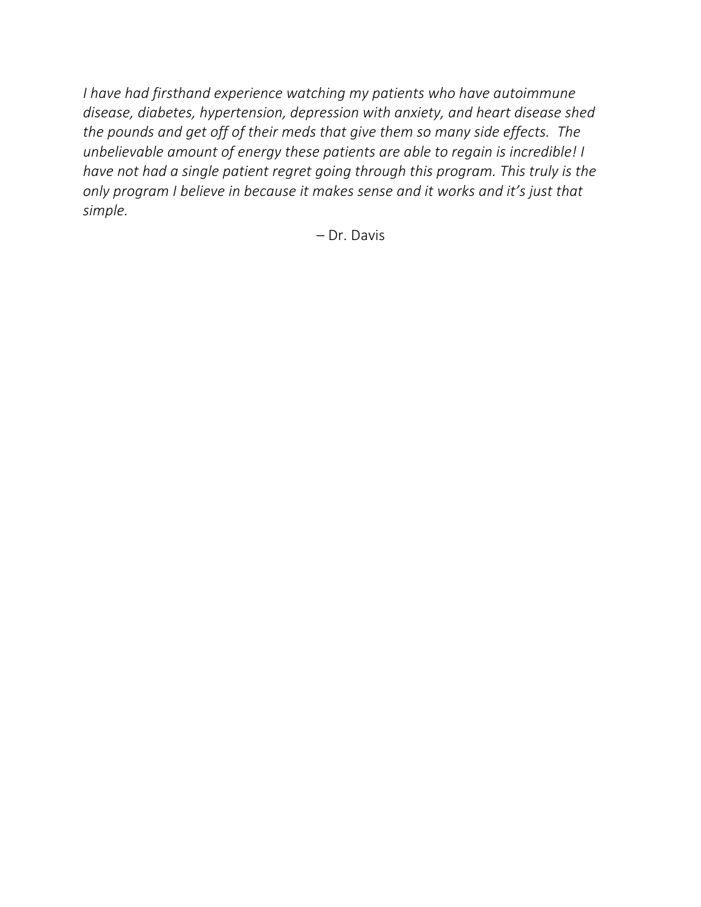*I have had firsthand experience watching my patients who have autoimmune disease, diabetes, hypertension, depression with anxiety, and heart disease shed the pounds and get off of their meds that give them so many side effects. The unbelievable amount of energy these patients are able to regain is incredible! I have not had a single patient regret going through this program. This truly is the only program I believe in because it makes sense and it works and it's just that simple.*

– Dr. Davis